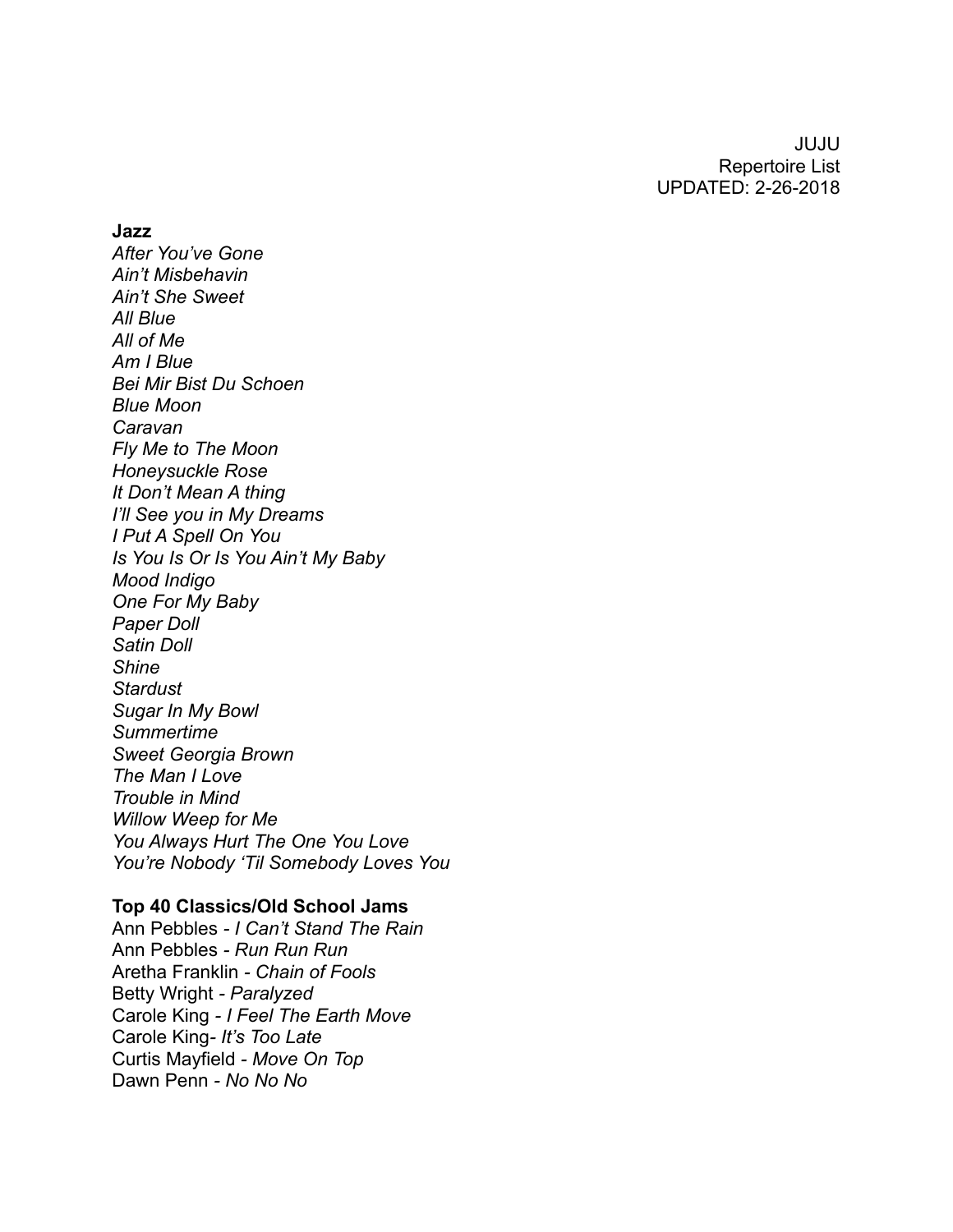JUJU
Repertoire List
UPDATED: 2-26-2018

## Jazz

*After You've Gone*
*Ain't Misbehavin*
*Ain't She Sweet*
*All Blue*
*All of Me*
*Am I Blue*
*Bei Mir Bist Du Schoen*
*Blue Moon*
*Caravan*
*Fly Me to The Moon*
*Honeysuckle Rose*
*It Don't Mean A thing*
*I'll See you in My Dreams*
*I Put A Spell On You*
*Is You Is Or Is You Ain't My Baby*
*Mood Indigo*
*One For My Baby*
*Paper Doll*
*Satin Doll*
*Shine*
*Stardust*
*Sugar In My Bowl*
*Summertime*
*Sweet Georgia Brown*
*The Man I Love*
*Trouble in Mind*
*Willow Weep for Me*
*You Always Hurt The One You Love*
*You're Nobody 'Til Somebody Loves You*

## Top 40 Classics/Old School Jams

Ann Pebbles - *I Can't Stand The Rain*
Ann Pebbles - *Run Run Run*
Aretha Franklin - *Chain of Fools*
Betty Wright - *Paralyzed*
Carole King - *I Feel The Earth Move*
Carole King- *It's Too Late*
Curtis Mayfield - *Move On Top*
Dawn Penn - *No No No*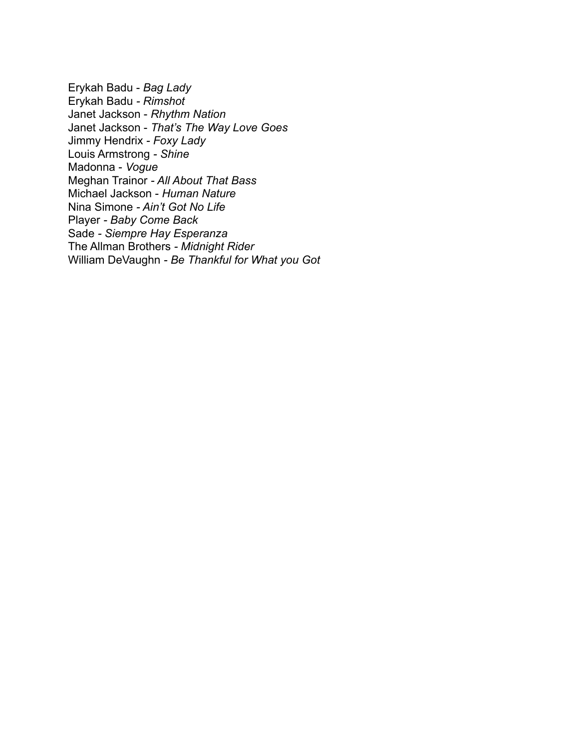Erykah Badu - *Bag Lady*
Erykah Badu - *Rimshot*
Janet Jackson - *Rhythm Nation*
Janet Jackson - *That's The Way Love Goes*
Jimmy Hendrix - *Foxy Lady*
Louis Armstrong - *Shine*
Madonna - *Vogue*
Meghan Trainor - *All About That Bass*
Michael Jackson - *Human Nature*
Nina Simone - *Ain't Got No Life*
Player - *Baby Come Back*
Sade - *Siempre Hay Esperanza*
The Allman Brothers - *Midnight Rider*
William DeVaughn - *Be Thankful for What you Got*